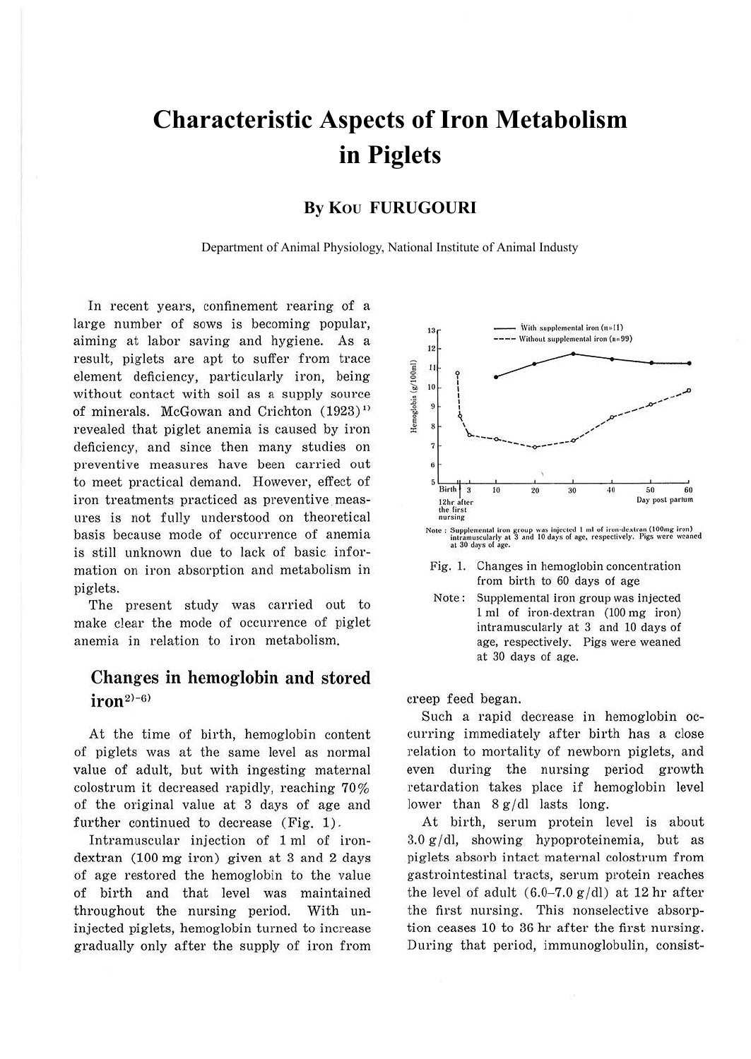# Characteristic Aspects of Iron Metabolism in Piglets

**By Kou FURUGOURI**

Department of Animal Physiology, National Institute of Animal Industy

In recent years, confinement rearing of a large number of sows is becoming popular, aiming at labor saving and hygiene. As a result, piglets are apt to suffer from trace element deficiency, particularly iron, being without contact with soil as a supply source of minerals. McGowan and Crichton (1923)[1] revealed that piglet anemia is caused by iron deficiency, and since then many studies on preventive measures have been carried out to meet practical demand. However, effect of iron treatments practiced as preventive measures is not fully understood on theoretical basis because mode of occurrence of anemia is still unknown due to lack of basic information on iron absorption and metabolism in piglets.

The present study was carried out to make clear the mode of occurrence of piglet anemia in relation to iron metabolism.

## Changes in hemoglobin and stored iron[2)-6)]

At the time of birth, hemoglobin content of piglets was at the same level as normal value of adult, but with ingesting maternal colostrum it decreased rapidly, reaching 70% of the original value at 3 days of age and further continued to decrease (Fig. 1).

Intramuscular injection of 1 ml of iron-dextran (100 mg iron) given at 3 and 2 days of age restored the hemoglobin to the value of birth and that level was maintained throughout the nursing period. With uninjected piglets, hemoglobin turned to increase gradually only after the supply of iron from creep feed began.

Note : Supplemental iron group was injected 1 ml of iron-dextran (100mg iron) intramuscularly at 3 and 10 days of age, respectively. Pigs were weaned at 30 days of age.

Fig. 1. Changes in hemoglobin concentration from birth to 60 days of age

Note: Supplemental iron group was injected 1 ml of iron-dextran (100 mg iron) intramuscularly at 3 and 10 days of age, respectively. Pigs were weaned at 30 days of age.

Such a rapid decrease in hemoglobin occurring immediately after birth has a close relation to mortality of newborn piglets, and even during the nursing period growth retardation takes place if hemoglobin level lower than 8 g/dl lasts long.

At birth, serum protein level is about 3.0 g/dl, showing hypoproteinemia, but as piglets absorb intact maternal colostrum from gastrointestinal tracts, serum protein reaches the level of adult (6.0–7.0 g/dl) at 12 hr after the first nursing. This nonselective absorption ceases 10 to 36 hr after the first nursing. During that period, immunoglobulin, consist-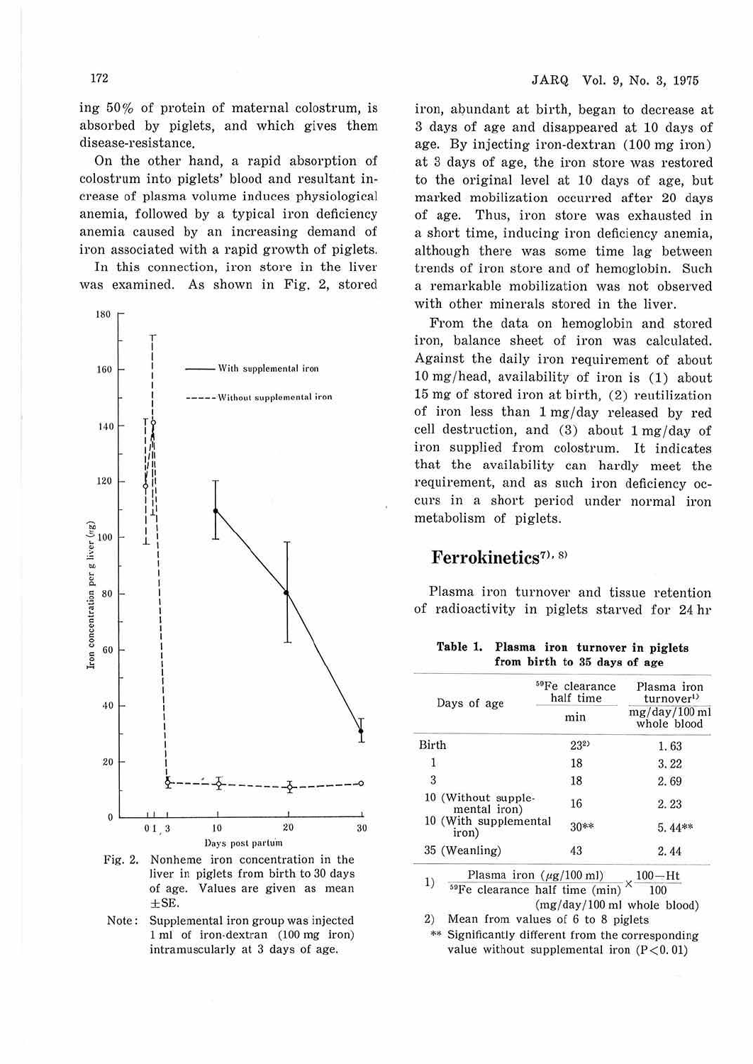ing 50% of protein of maternal colostrum, is absorbed by piglets, and which gives them disease-resistance.

On the other hand, a rapid absorption of colostrum into piglets' blood and resultant increase of plasma volume induces physiological anemia, followed by a typical iron deficiency anemia caused by an increasing demand of iron associated with a rapid growth of piglets.

In this connection, iron store in the liver was examined. As shown in Fig. 2, stored iron, abundant at birth, began to decrease at 3 days of age and disappeared at 10 days of age. By injecting iron-dextran (100 mg iron) at 3 days of age, the iron store was restored to the original level at 10 days of age, but marked mobilization occurred after 20 days of age. Thus, iron store was exhausted in a short time, inducing iron deficiency anemia, although there was some time lag between trends of iron store and of hemoglobin. Such a remarkable mobilization was not observed with other minerals stored in the liver.

Fig. 2. Nonheme iron concentration in the liver in piglets from birth to 30 days of age. Values are given as mean ±SE.

Note: Supplemental iron group was injected 1 ml of iron-dextran (100 mg iron) intramuscularly at 3 days of age.

From the data on hemoglobin and stored iron, balance sheet of iron was calculated. Against the daily iron requirement of about 10 mg/head, availability of iron is (1) about 15 mg of stored iron at birth, (2) reutilization of iron less than 1 mg/day released by red cell destruction, and (3) about 1 mg/day of iron supplied from colostrum. It indicates that the availability can hardly meet the requirement, and as such iron deficiency occurs in a short period under normal iron metabolism of piglets.

## Ferrokinetics[7), 8)]

Plasma iron turnover and tissue retention of radioactivity in piglets starved for 24 hr

**Table 1. Plasma iron turnover in piglets from birth to 35 days of age**

| Days of age | $^{59}$Fe clearance half time | Plasma iron turnover[1)] |
|---|---|---|
| | min | mg/day/100 ml whole blood |
| Birth | 23[2)] | 1.63 |
| 1 | 18 | 3.22 |
| 3 | 18 | 2.69 |
| 10 (Without supplemental iron) | 16 | 2.23 |
| 10 (With supplemental iron) | 30** | 5.44** |
| 35 (Weanling) | 43 | 2.44 |

1) $\frac{\text{Plasma iron } (\mu g/100\text{ ml})}{^{59}\text{Fe clearance half time (min)}} \times \frac{100-\text{Ht}}{100}$ (mg/day/100 ml whole blood)

2) Mean from values of 6 to 8 piglets

** Significantly different from the corresponding value without supplemental iron ($P<0.01$)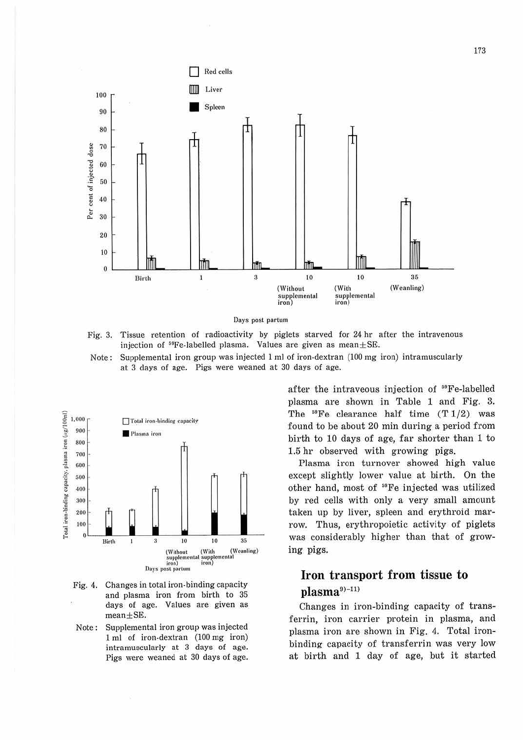Fig. 3. Tissue retention of radioactivity by piglets starved for 24 hr after the intravenous injection of $^{59}Fe$-labelled plasma. Values are given as mean±SE.

Note: Supplemental iron group was injected 1 ml of iron-dextran (100 mg iron) intramuscularly at 3 days of age. Pigs were weaned at 30 days of age.

Fig. 4. Changes in total iron-binding capacity and plasma iron from birth to 35 days of age. Values are given as mean±SE.

Note: Supplemental iron group was injected 1 ml of iron-dextran (100 mg iron) intramuscularly at 3 days of age. Pigs were weaned at 30 days of age.

after the intraveous injection of $^{59}Fe$-labelled plasma are shown in Table 1 and Fig. 3. The $^{59}Fe$ clearance half time (T 1/2) was found to be about 20 min during a period from birth to 10 days of age, far shorter than 1 to 1.5 hr observed with growing pigs.

Plasma iron turnover showed high value except slightly lower value at birth. On the other hand, most of $^{59}Fe$ injected was utilized by red cells with only a very small amount taken up by liver, spleen and erythroid marrow. Thus, erythropoietic activity of piglets was considerably higher than that of growing pigs.

## Iron transport from tissue to plasma[9)-11)]

Changes in iron-binding capacity of transferrin, iron carrier protein in plasma, and plasma iron are shown in Fig. 4. Total iron-binding capacity of transferrin was very low at birth and 1 day of age, but it started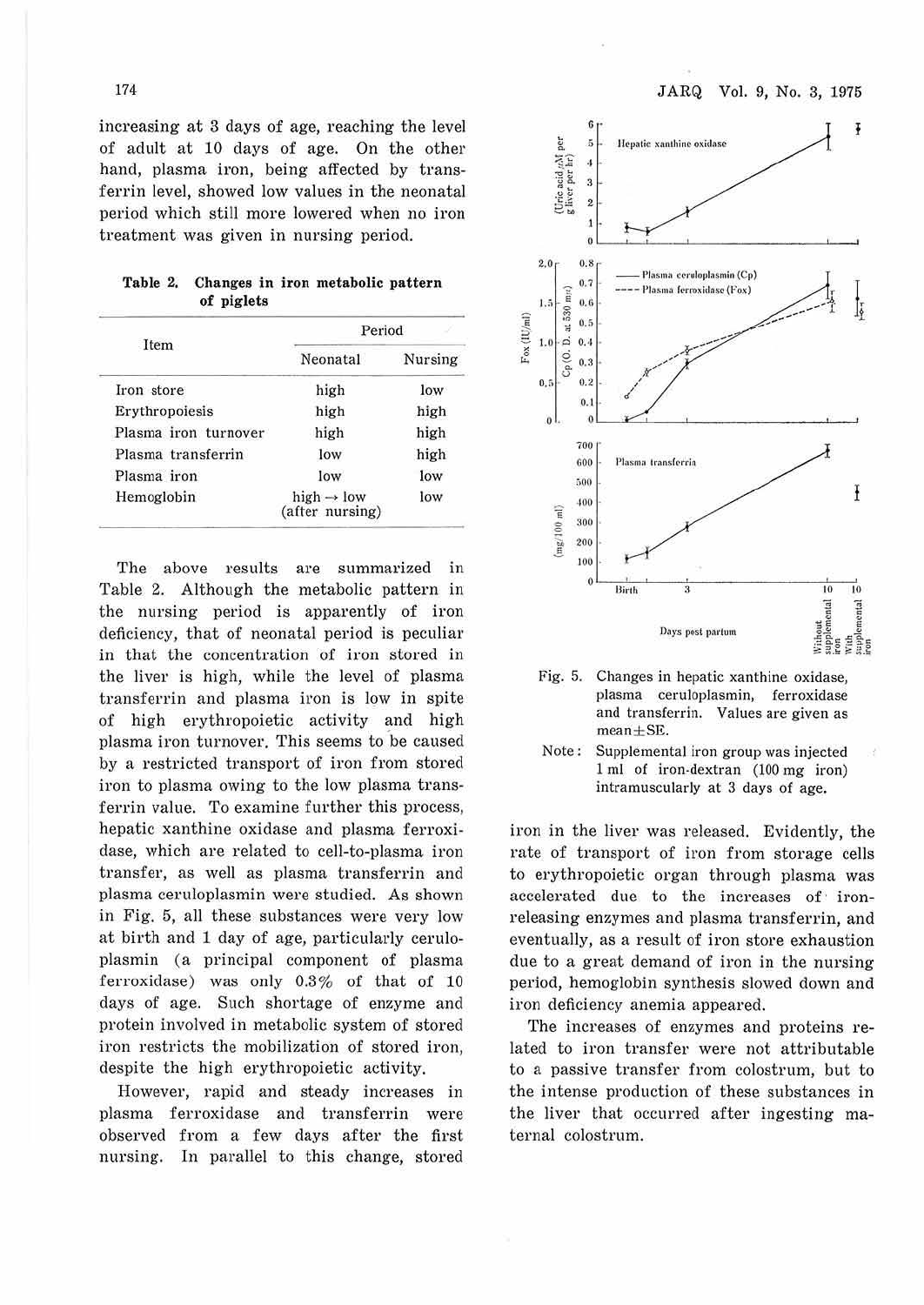increasing at 3 days of age, reaching the level of adult at 10 days of age. On the other hand, plasma iron, being affected by transferrin level, showed low values in the neonatal period which still more lowered when no iron treatment was given in nursing period.

**Table 2. Changes in iron metabolic pattern of piglets**

| Item | Period | |
|---|---|---|
| | Neonatal | Nursing |
| Iron store | high | low |
| Erythropoiesis | high | high |
| Plasma iron turnover | high | high |
| Plasma transferrin | low | high |
| Plasma iron | low | low |
| Hemoglobin | high → low (after nursing) | low |

The above results are summarized in Table 2. Although the metabolic pattern in the nursing period is apparently of iron deficiency, that of neonatal period is peculiar in that the concentration of iron stored in the liver is high, while the level of plasma transferrin and plasma iron is low in spite of high erythropoietic activity and high plasma iron turnover. This seems to be caused by a restricted transport of iron from stored iron to plasma owing to the low plasma transferrin value. To examine further this process, hepatic xanthine oxidase and plasma ferroxidase, which are related to cell-to-plasma iron transfer, as well as plasma transferrin and plasma ceruloplasmin were studied. As shown in Fig. 5, all these substances were very low at birth and 1 day of age, particularly ceruloplasmin (a principal component of plasma ferroxidase) was only 0.3% of that of 10 days of age. Such shortage of enzyme and protein involved in metabolic system of stored iron restricts the mobilization of stored iron, despite the high erythropoietic activity.

However, rapid and steady increases in plasma ferroxidase and transferrin were observed from a few days after the first nursing. In parallel to this change, stored iron in the liver was released. Evidently, the rate of transport of iron from storage cells to erythropoietic organ through plasma was accelerated due to the increases of iron-releasing enzymes and plasma transferrin, and eventually, as a result of iron store exhaustion due to a great demand of iron in the nursing period, hemoglobin synthesis slowed down and iron deficiency anemia appeared.

The increases of enzymes and proteins related to iron transfer were not attributable to a passive transfer from colostrum, but to the intense production of these substances in the liver that occurred after ingesting maternal colostrum.

Fig. 5. Changes in hepatic xanthine oxidase, plasma ceruloplasmin, ferroxidase and transferrin. Values are given as mean±SE.

Note: Supplemental iron group was injected 1 ml of iron-dextran (100 mg iron) intramuscularly at 3 days of age.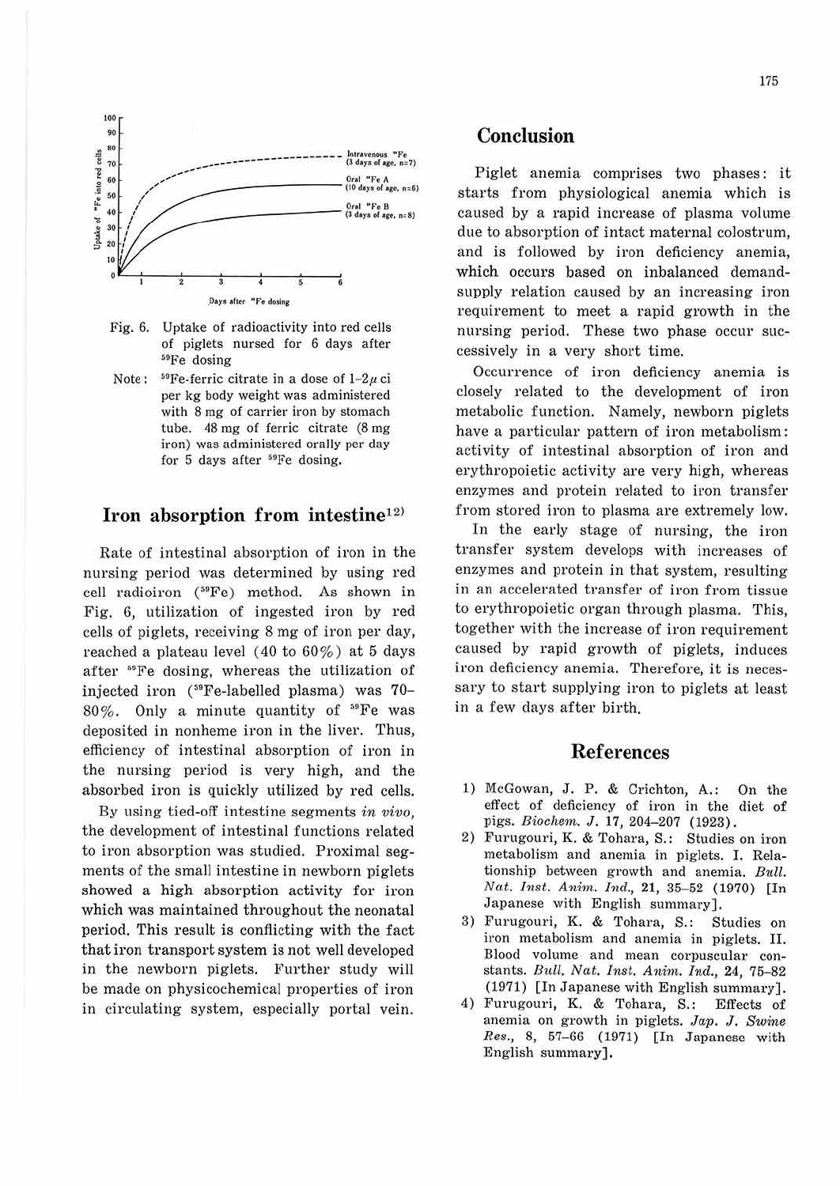Fig. 6. Uptake of radioactivity into red cells of piglets nursed for 6 days after $^{59}Fe$ dosing

Note: $^{59}Fe$-ferric citrate in a dose of 1–2 $\mu$ci per kg body weight was administered with 8 mg of carrier iron by stomach tube. 48 mg of ferric citrate (8 mg iron) was administered orally per day for 5 days after $^{59}Fe$ dosing.

## Iron absorption from intestine[12]

Rate of intestinal absorption of iron in the nursing period was determined by using red cell radioiron ($^{59}Fe$) method. As shown in Fig. 6, utilization of ingested iron by red cells of piglets, receiving 8 mg of iron per day, reached a plateau level (40 to 60%) at 5 days after $^{59}Fe$ dosing, whereas the utilization of injected iron ($^{59}Fe$-labelled plasma) was 70–80%. Only a minute quantity of $^{59}Fe$ was deposited in nonheme iron in the liver. Thus, efficiency of intestinal absorption of iron in the nursing period is very high, and the absorbed iron is quickly utilized by red cells.

By using tied-off intestine segments *in vivo*, the development of intestinal functions related to iron absorption was studied. Proximal segments of the small intestine in newborn piglets showed a high absorption activity for iron which was maintained throughout the neonatal period. This result is conflicting with the fact that iron transport system is not well developed in the newborn piglets. Further study will be made on physicochemical properties of iron in circulating system, especially portal vein.

## Conclusion

Piglet anemia comprises two phases: it starts from physiological anemia which is caused by a rapid increase of plasma volume due to absorption of intact maternal colostrum, and is followed by iron deficiency anemia, which occurs based on inbalanced demand-supply relation caused by an increasing iron requirement to meet a rapid growth in the nursing period. These two phase occur successively in a very short time.

Occurrence of iron deficiency anemia is closely related to the development of iron metabolic function. Namely, newborn piglets have a particular pattern of iron metabolism: activity of intestinal absorption of iron and erythropoietic activity are very high, whereas enzymes and protein related to iron transfer from stored iron to plasma are extremely low.

In the early stage of nursing, the iron transfer system develops with increases of enzymes and protein in that system, resulting in an accelerated transfer of iron from tissue to erythropoietic organ through plasma. This, together with the increase of iron requirement caused by rapid growth of piglets, induces iron deficiency anemia. Therefore, it is necessary to start supplying iron to piglets at least in a few days after birth.

## References

1) McGowan, J. P. & Crichton, A.: On the effect of deficiency of iron in the diet of pigs. *Biochem. J.* 17, 204–207 (1923).
2) Furugouri, K. & Tohara, S.: Studies on iron metabolism and anemia in piglets. I. Relationship between growth and anemia. *Bull. Nat. Inst. Anim. Ind.*, 21, 35–52 (1970) [In Japanese with English summary].
3) Furugouri, K. & Tohara, S.: Studies on iron metabolism and anemia in piglets. II. Blood volume and mean corpuscular constants. *Bull. Nat. Inst. Anim. Ind.*, 24, 75–82 (1971) [In Japanese with English summary].
4) Furugouri, K. & Tohara, S.: Effects of anemia on growth in piglets. *Jap. J. Swine Res.*, 8, 57–66 (1971) [In Japanese with English summary].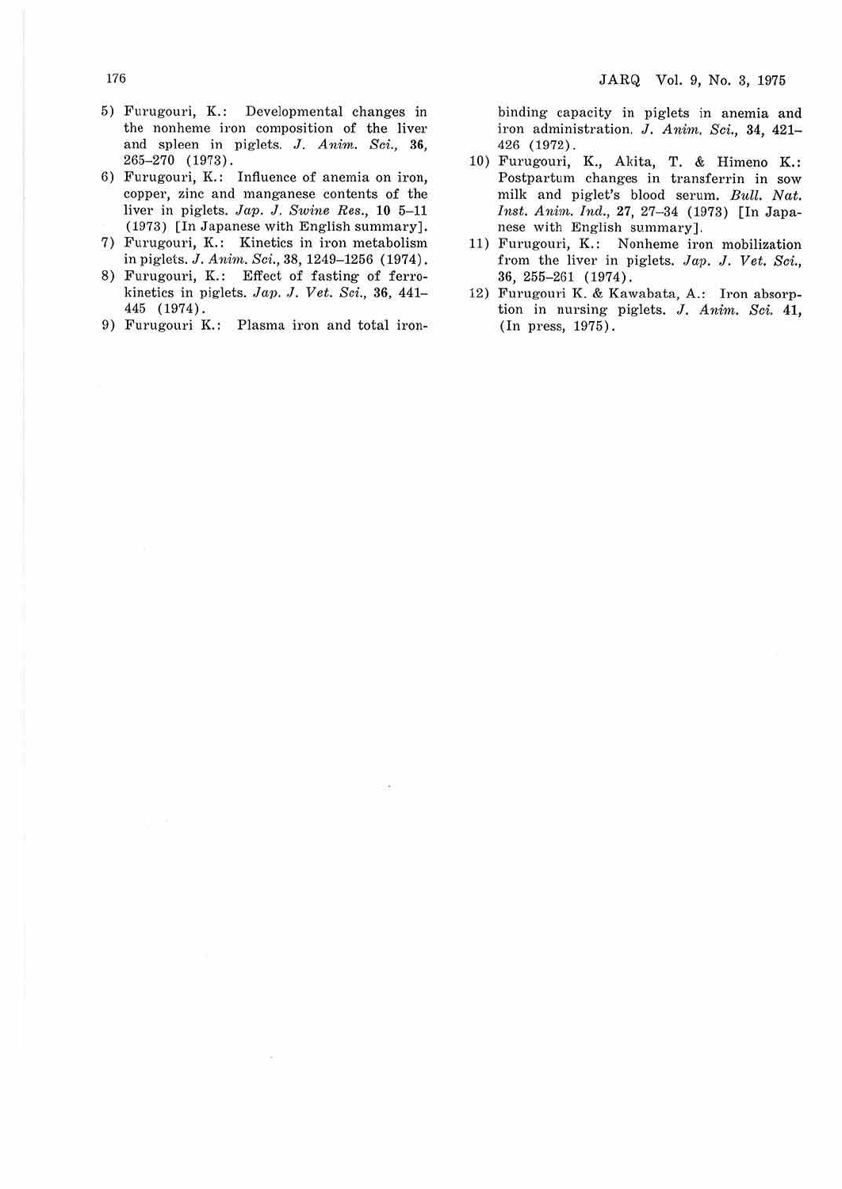5) Furugouri, K.: Developmental changes in the nonheme iron composition of the liver and spleen in piglets. *J. Anim. Sci.*, **36**, 265–270 (1973).
6) Furugouri, K.: Influence of anemia on iron, copper, zinc and manganese contents of the liver in piglets. *Jap. J. Swine Res.*, **10** 5–11 (1973) [In Japanese with English summary].
7) Furugouri, K.: Kinetics in iron metabolism in piglets. *J. Anim. Sci.*, 38, 1249–1256 (1974).
8) Furugouri, K.: Effect of fasting of ferrokinetics in piglets. *Jap. J. Vet. Sci.*, **36**, 441–445 (1974).
9) Furugouri K.: Plasma iron and total iron-binding capacity in piglets in anemia and iron administration. *J. Anim. Sci.*, **34**, 421–426 (1972).
10) Furugouri, K., Akita, T. & Himeno K.: Postpartum changes in transferrin in sow milk and piglet's blood serum. *Bull. Nat. Inst. Anim. Ind.*, **27**, 27–34 (1973) [In Japanese with English summary].
11) Furugouri, K.: Nonheme iron mobilization from the liver in piglets. *Jap. J. Vet. Sci.*, **36**, 255–261 (1974).
12) Furugouri K. & Kawabata, A.: Iron absorption in nursing piglets. *J. Anim. Sci.* **41**, (In press, 1975).